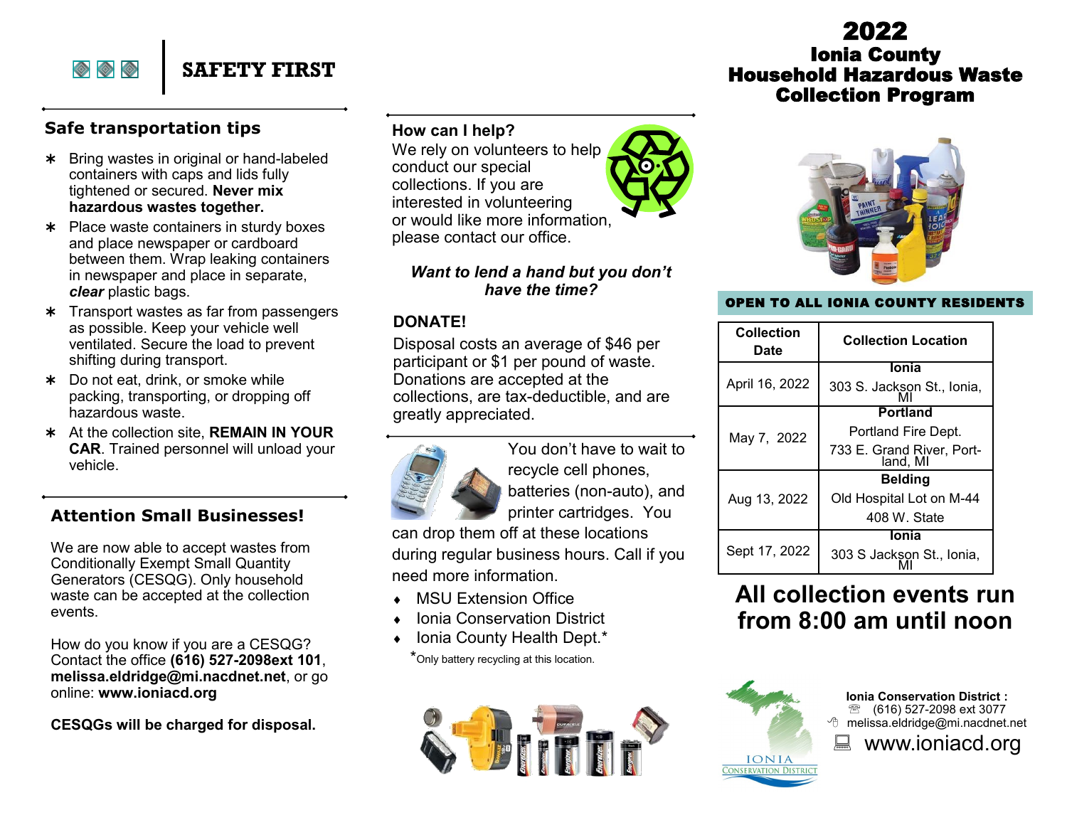# SAFETY FIRST

## Safe transportation tips

* Bring wastes in original or hand-labeled containers with caps and lids fully tightened or secured. **Never mix hazardous wastes together.**
* Place waste containers in sturdy boxes and place newspaper or cardboard between them. Wrap leaking containers in newspaper and place in separate, ***clear*** plastic bags.
* Transport wastes as far from passengers as possible. Keep your vehicle well ventilated. Secure the load to prevent shifting during transport.
* Do not eat, drink, or smoke while packing, transporting, or dropping off hazardous waste.
* At the collection site, **REMAIN IN YOUR CAR**. Trained personnel will unload your vehicle.

## Attention Small Businesses!

We are now able to accept wastes from Conditionally Exempt Small Quantity Generators (CESQG). Only household waste can be accepted at the collection events.

How do you know if you are a CESQG? Contact the office **(616) 527-2098ext 101**, **melissa.eldridge@mi.nacdnet.net**, or go online: **www.ioniacd.org**

**CESQGs will be charged for disposal.**

## How can I help?

We rely on volunteers to help conduct our special collections. If you are interested in volunteering or would like more information, please contact our office.

***Want to lend a hand but you don't have the time?***

## DONATE!

Disposal costs an average of $46 per participant or $1 per pound of waste. Donations are accepted at the collections, are tax-deductible, and are greatly appreciated.

You don't have to wait to recycle cell phones, batteries (non-auto), and printer cartridges. You can drop them off at these locations during regular business hours. Call if you need more information.

- MSU Extension Office
- Ionia Conservation District
- Ionia County Health Dept.*

*Only battery recycling at this location.

# 2022 Ionia County Household Hazardous Waste Collection Program

**OPEN TO ALL IONIA COUNTY RESIDENTS**

| Collection Date | Collection Location |
|---|---|
| April 16, 2022 | **Ionia** 303 S. Jackson St., Ionia, MI |
| May 7, 2022 | **Portland** Portland Fire Dept. 733 E. Grand River, Portland, MI |
| Aug 13, 2022 | **Belding** Old Hospital Lot on M-44 408 W. State |
| Sept 17, 2022 | **Ionia** 303 S Jackson St., Ionia, MI |

## All collection events run from 8:00 am until noon

**Ionia Conservation District :**
(616) 527-2098 ext 3077
melissa.eldridge@mi.nacdnet.net
www.ioniacd.org

IONIA CONSERVATION DISTRICT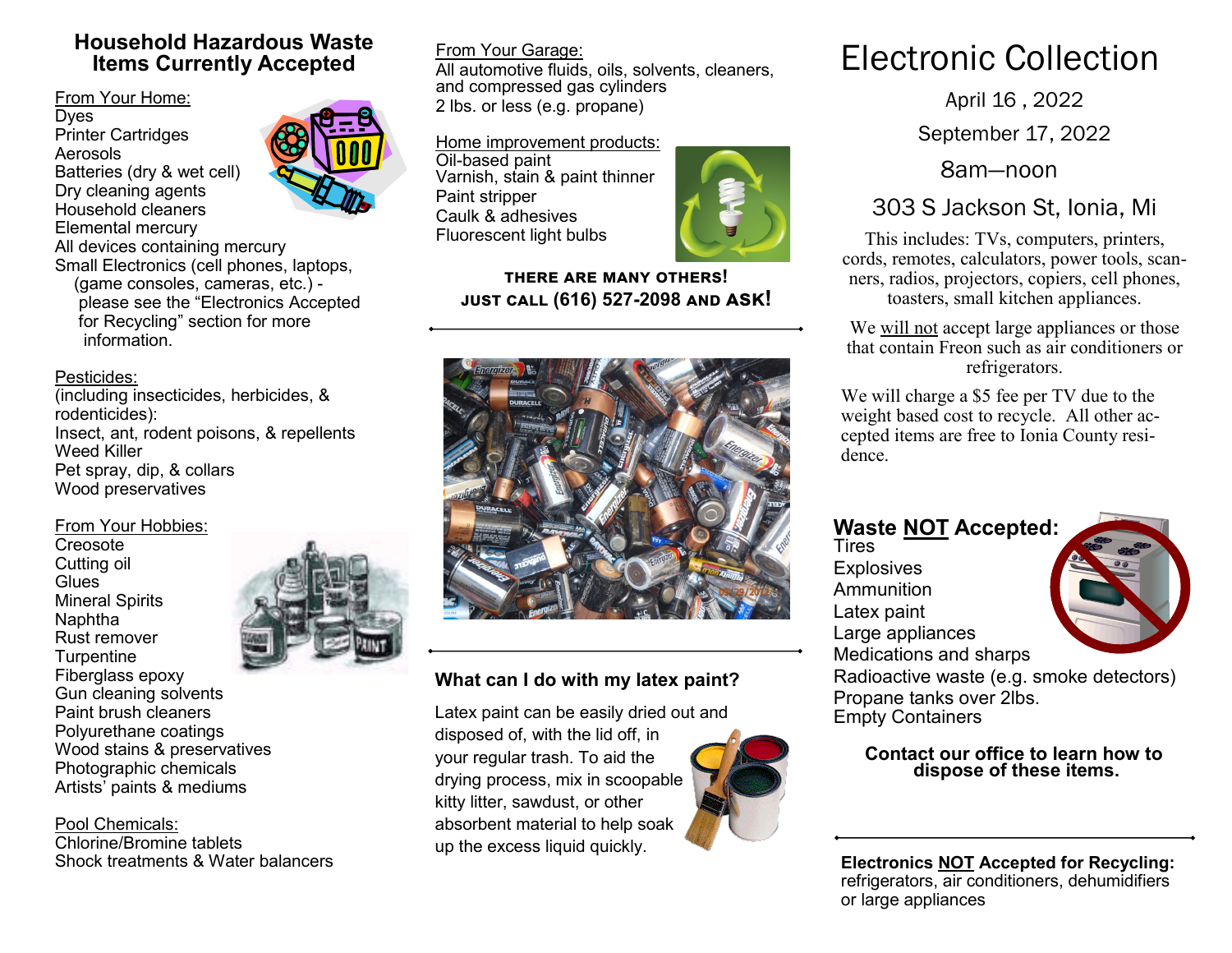## Household Hazardous Waste Items Currently Accepted

From Your Home:

Dyes
Printer Cartridges
Aerosols
Batteries (dry & wet cell)
Dry cleaning agents
Household cleaners
Elemental mercury
All devices containing mercury
Small Electronics (cell phones, laptops, (game consoles, cameras, etc.) - please see the "Electronics Accepted for Recycling" section for more information.

Pesticides:

(including insecticides, herbicides, & rodenticides):
Insect, ant, rodent poisons, & repellents
Weed Killer
Pet spray, dip, & collars
Wood preservatives

From Your Hobbies:

Creosote
Cutting oil
Glues
Mineral Spirits
Naphtha
Rust remover
Turpentine
Fiberglass epoxy
Gun cleaning solvents
Paint brush cleaners
Polyurethane coatings
Wood stains & preservatives
Photographic chemicals
Artists' paints & mediums

Pool Chemicals:

Chlorine/Bromine tablets
Shock treatments & Water balancers

From Your Garage:

All automotive fluids, oils, solvents, cleaners, and compressed gas cylinders 2 lbs. or less (e.g. propane)

Home improvement products:

Oil-based paint
Varnish, stain & paint thinner
Paint stripper
Caulk & adhesives
Fluorescent light bulbs

**THERE ARE MANY OTHERS! JUST CALL (616) 527-2098 AND ASK!**

---

### What can I do with my latex paint?

Latex paint can be easily dried out and disposed of, with the lid off, in your regular trash. To aid the drying process, mix in scoopable kitty litter, sawdust, or other absorbent material to help soak up the excess liquid quickly.

# Electronic Collection

April 16 , 2022

September 17, 2022

8am—noon

303 S Jackson St, Ionia, Mi

This includes: TVs, computers, printers, cords, remotes, calculators, power tools, scanners, radios, projectors, copiers, cell phones, toasters, small kitchen appliances.

We will not accept large appliances or those that contain Freon such as air conditioners or refrigerators.

We will charge a $5 fee per TV due to the weight based cost to recycle. All other accepted items are free to Ionia County residence.

## Waste NOT Accepted:

Tires
Explosives
Ammunition
Latex paint
Large appliances
Medications and sharps
Radioactive waste (e.g. smoke detectors)
Propane tanks over 2lbs.
Empty Containers

**Contact our office to learn how to dispose of these items.**

---

**Electronics NOT Accepted for Recycling:** refrigerators, air conditioners, dehumidifiers or large appliances